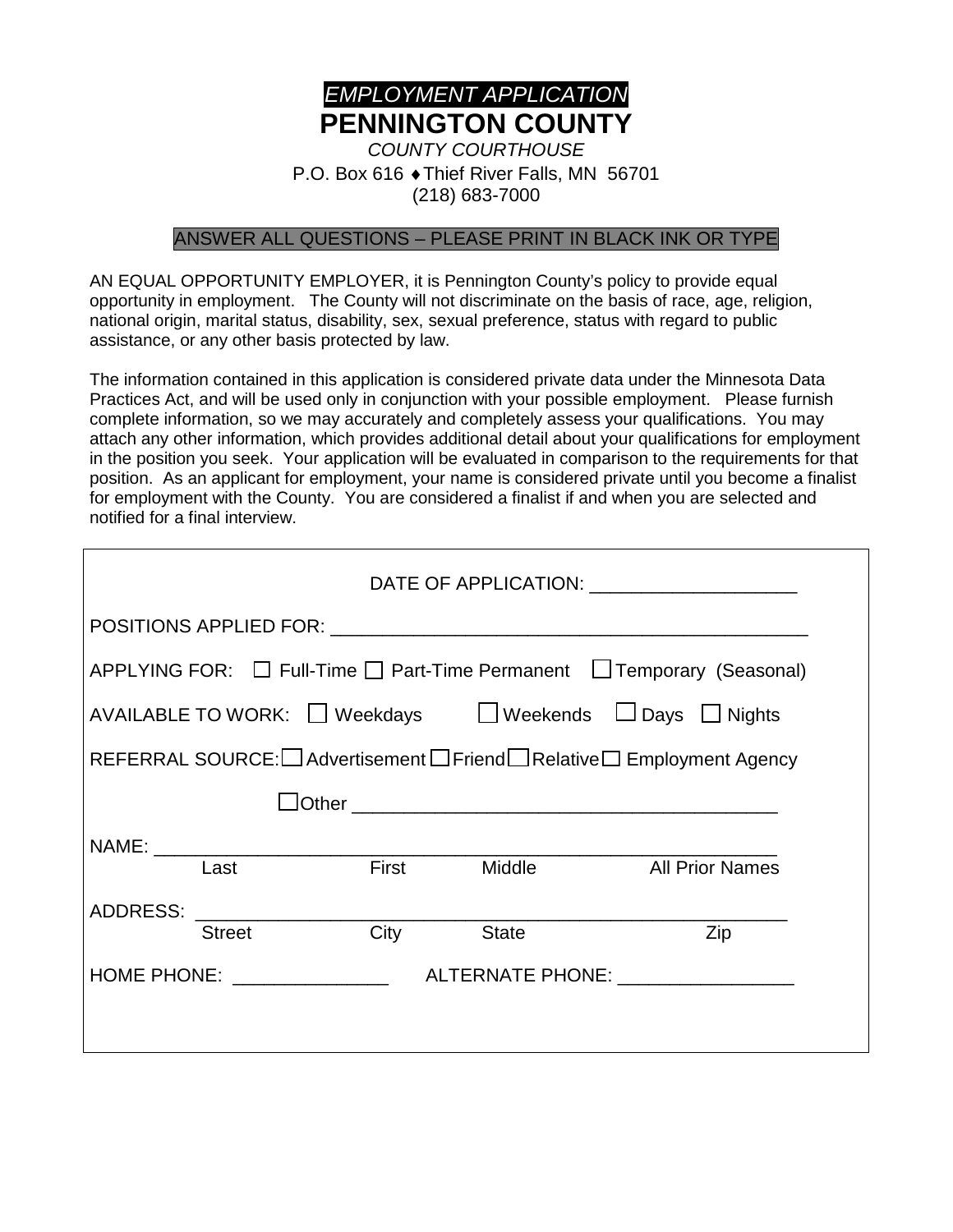# *EMPLOYMENT APPLICATION*

# PENNINGTON COUNTY

*COUNTY COURTHOUSE*

P.O. Box 616 ♦ Thief River Falls, MN 56701

(218) 683-7000

ANSWER ALL QUESTIONS – PLEASE PRINT IN BLACK INK OR TYPE

AN EQUAL OPPORTUNITY EMPLOYER, it is Pennington County's policy to provide equal opportunity in employment. The County will not discriminate on the basis of race, age, religion, national origin, marital status, disability, sex, sexual preference, status with regard to public assistance, or any other basis protected by law.

The information contained in this application is considered private data under the Minnesota Data Practices Act, and will be used only in conjunction with your possible employment. Please furnish complete information, so we may accurately and completely assess your qualifications. You may attach any other information, which provides additional detail about your qualifications for employment in the position you seek. Your application will be evaluated in comparison to the requirements for that position. As an applicant for employment, your name is considered private until you become a finalist for employment with the County. You are considered a finalist if and when you are selected and notified for a final interview.

DATE OF APPLICATION: ____________________

POSITIONS APPLIED FOR: ______________________________________________

APPLYING FOR: ☐ Full-Time ☐ Part-Time Permanent ☐ Temporary (Seasonal)

AVAILABLE TO WORK: ☐ Weekdays ☐ Weekends ☐ Days ☐ Nights

REFERRAL SOURCE: ☐ Advertisement ☐ Friend ☐ Relative ☐ Employment Agency

☐ Other ________________________________________

NAME: __________________________________________________________

Last First Middle All Prior Names

ADDRESS: _______________________________________________________

Street City State Zip

HOME PHONE: _______________ ALTERNATE PHONE: _________________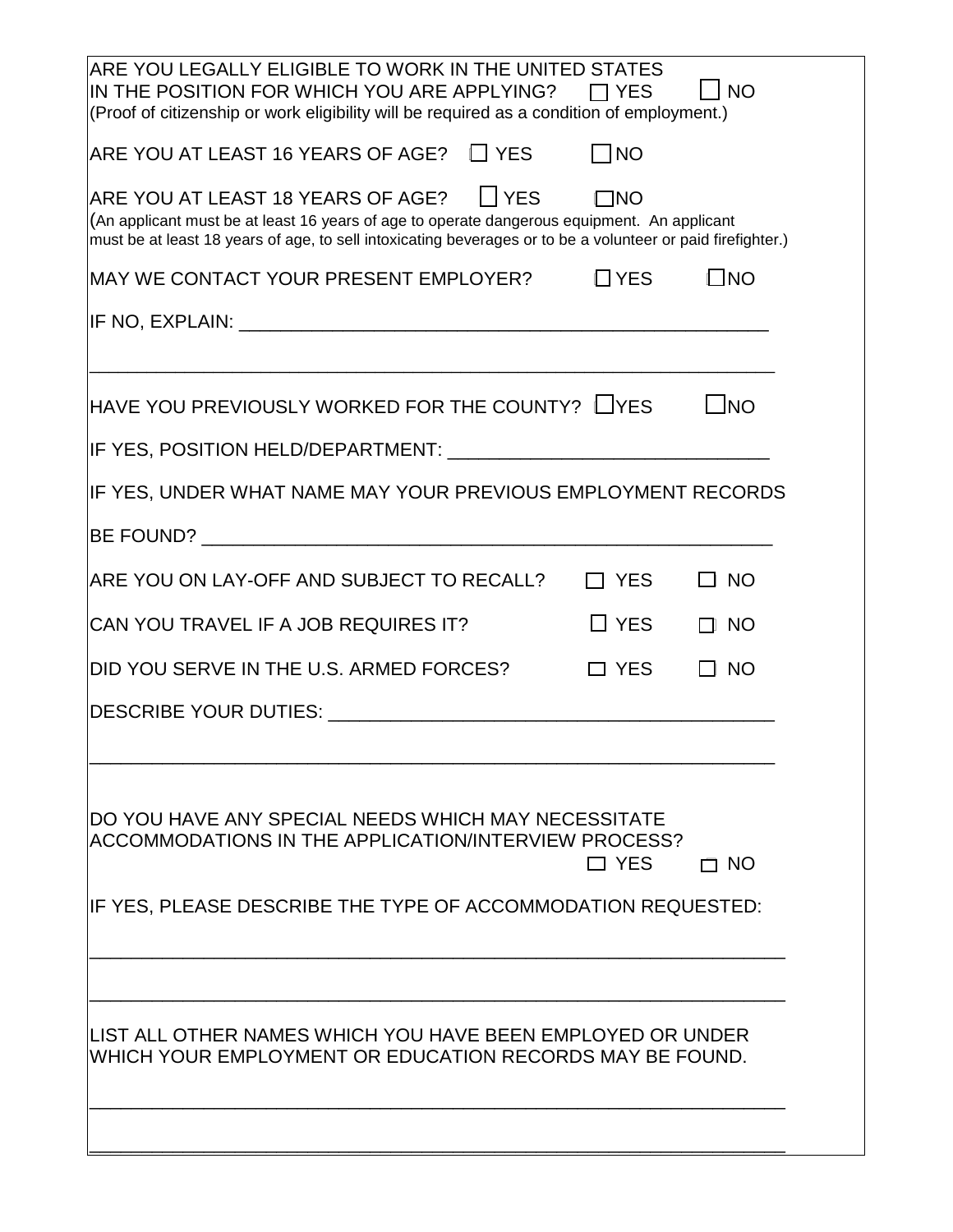ARE YOU LEGALLY ELIGIBLE TO WORK IN THE UNITED STATES IN THE POSITION FOR WHICH YOU ARE APPLYING? ☐ YES ☐ NO
(Proof of citizenship or work eligibility will be required as a condition of employment.)

ARE YOU AT LEAST 16 YEARS OF AGE? ☐ YES ☐ NO

ARE YOU AT LEAST 18 YEARS OF AGE? ☐ YES ☐ NO
(An applicant must be at least 16 years of age to operate dangerous equipment. An applicant must be at least 18 years of age, to sell intoxicating beverages or to be a volunteer or paid firefighter.)

MAY WE CONTACT YOUR PRESENT EMPLOYER? ☐ YES ☐ NO

IF NO, EXPLAIN: ____________________________________________________

______________________________________________________________________

HAVE YOU PREVIOUSLY WORKED FOR THE COUNTY? ☐ YES ☐ NO

IF YES, POSITION HELD/DEPARTMENT: ______________________________

IF YES, UNDER WHAT NAME MAY YOUR PREVIOUS EMPLOYMENT RECORDS BE FOUND? ________________________________________________________

ARE YOU ON LAY-OFF AND SUBJECT TO RECALL? ☐ YES ☐ NO

CAN YOU TRAVEL IF A JOB REQUIRES IT? ☐ YES ☐ NO

DID YOU SERVE IN THE U.S. ARMED FORCES? ☐ YES ☐ NO

DESCRIBE YOUR DUTIES: ___________________________________________

______________________________________________________________________

DO YOU HAVE ANY SPECIAL NEEDS WHICH MAY NECESSITATE ACCOMMODATIONS IN THE APPLICATION/INTERVIEW PROCESS? ☐ YES ☐ NO

IF YES, PLEASE DESCRIBE THE TYPE OF ACCOMMODATION REQUESTED:

______________________________________________________________________

______________________________________________________________________

LIST ALL OTHER NAMES WHICH YOU HAVE BEEN EMPLOYED OR UNDER WHICH YOUR EMPLOYMENT OR EDUCATION RECORDS MAY BE FOUND.

______________________________________________________________________

______________________________________________________________________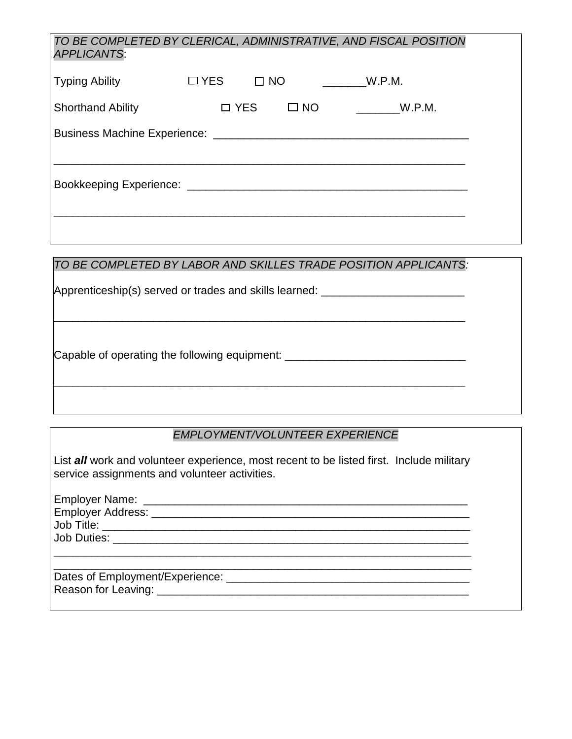*TO BE COMPLETED BY CLERICAL, ADMINISTRATIVE, AND FISCAL POSITION APPLICANTS*:

Typing Ability ☐ YES ☐ NO _______W.P.M.

Shorthand Ability ☐ YES ☐ NO _______W.P.M.

Business Machine Experience: ________________________________________

_________________________________________________________________

Bookkeeping Experience: ___________________________________________

_________________________________________________________________

*TO BE COMPLETED BY LABOR AND SKILLES TRADE POSITION APPLICANTS:*

Apprenticeship(s) served or trades and skills learned: _______________________

_________________________________________________________________

Capable of operating the following equipment: _____________________________

_________________________________________________________________

*EMPLOYMENT/VOLUNTEER EXPERIENCE*

List ***all*** work and volunteer experience, most recent to be listed first. Include military service assignments and volunteer activities.

Employer Name: _____________________________________________________
Employer Address: ___________________________________________________
Job Title: _________________________________________________________
Job Duties: ________________________________________________________
_________________________________________________________________
_________________________________________________________________
Dates of Employment/Experience: ______________________________________
Reason for Leaving: __________________________________________________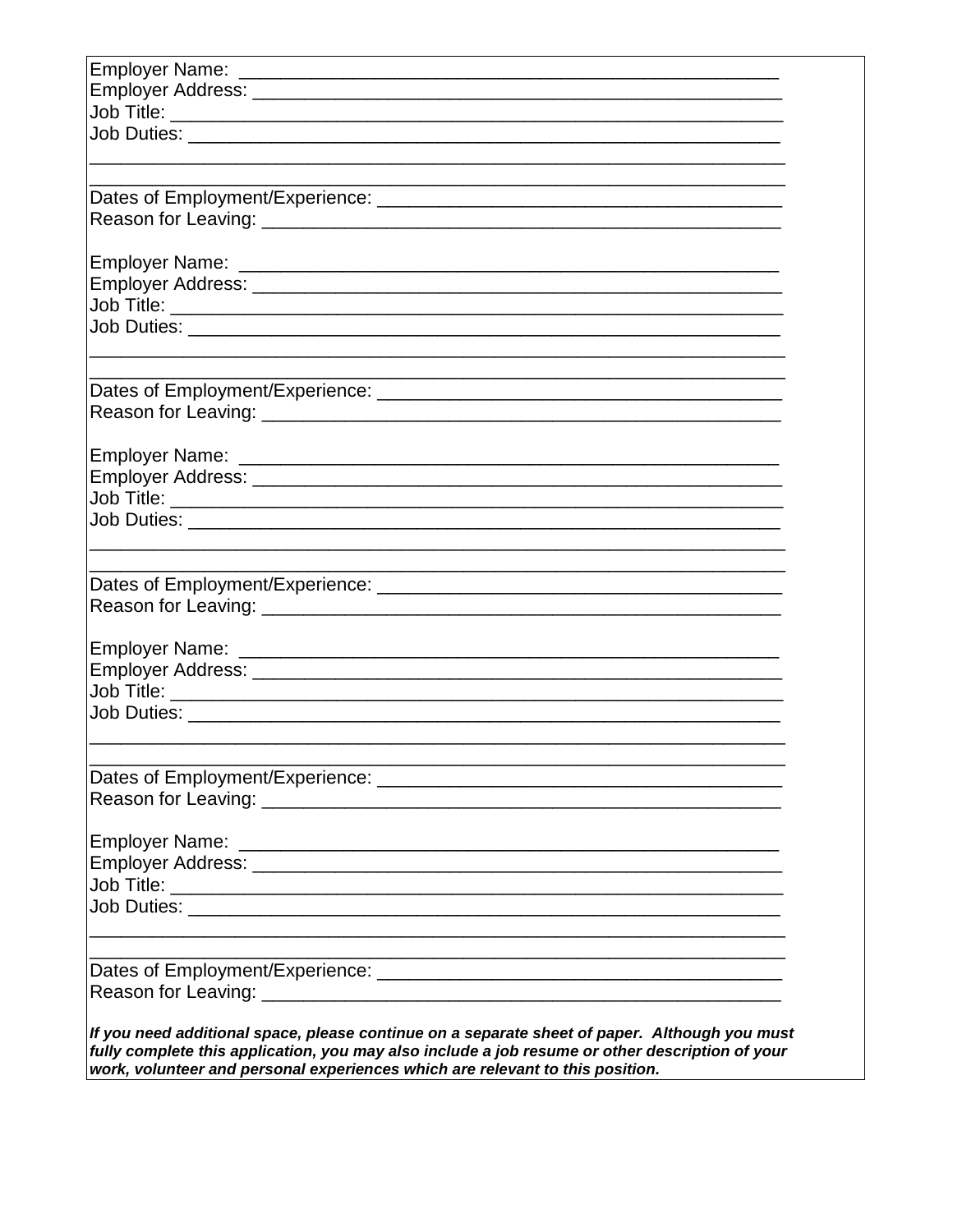Employer Name: ____________________________________________________

Employer Address: __________________________________________________

Job Title: _________________________________________________________

Job Duties: _______________________________________________________

_______________________________________________________________

_______________________________________________________________

Dates of Employment/Experience: _____________________________________

Reason for Leaving: _________________________________________________

Employer Name: ____________________________________________________

Employer Address: __________________________________________________

Job Title: _________________________________________________________

Job Duties: _______________________________________________________

_______________________________________________________________

_______________________________________________________________

Dates of Employment/Experience: _____________________________________

Reason for Leaving: _________________________________________________

Employer Name: ____________________________________________________

Employer Address: __________________________________________________

Job Title: _________________________________________________________

Job Duties: _______________________________________________________

_______________________________________________________________

_______________________________________________________________

Dates of Employment/Experience: _____________________________________

Reason for Leaving: _________________________________________________

Employer Name: ____________________________________________________

Employer Address: __________________________________________________

Job Title: _________________________________________________________

Job Duties: _______________________________________________________

_______________________________________________________________

_______________________________________________________________

Dates of Employment/Experience: _____________________________________

Reason for Leaving: _________________________________________________

Employer Name: ____________________________________________________

Employer Address: __________________________________________________

Job Title: _________________________________________________________

Job Duties: _______________________________________________________

_______________________________________________________________

_______________________________________________________________

Dates of Employment/Experience: _____________________________________

Reason for Leaving: _________________________________________________

***If you need additional space, please continue on a separate sheet of paper. Although you must fully complete this application, you may also include a job resume or other description of your work, volunteer and personal experiences which are relevant to this position.***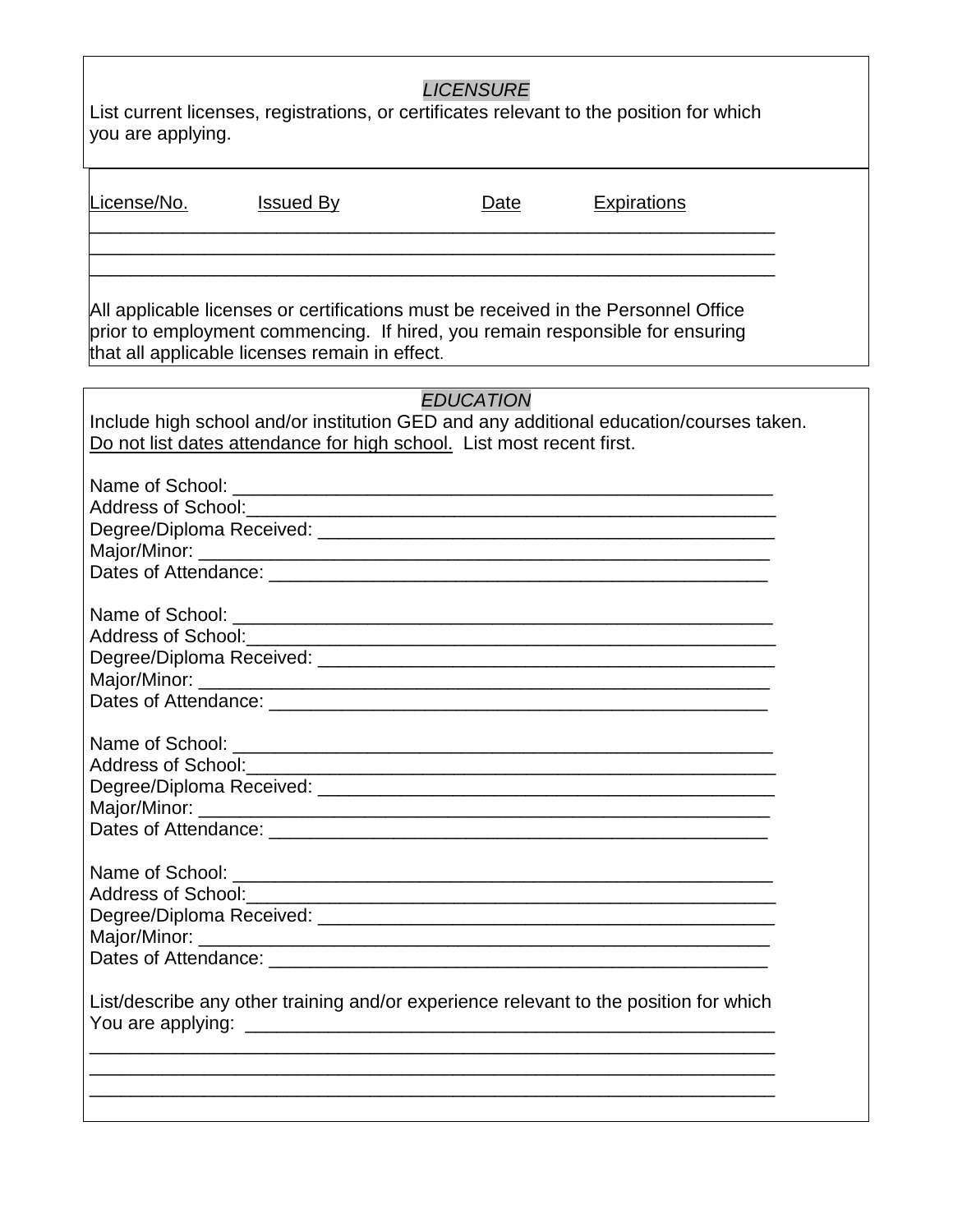## *LICENSURE*

List current licenses, registrations, or certificates relevant to the position for which you are applying.

| License/No. | Issued By | Date | Expirations |
|---|---|---|---|
| | | | |
| | | | |
| | | | |

All applicable licenses or certifications must be received in the Personnel Office prior to employment commencing. If hired, you remain responsible for ensuring that all applicable licenses remain in effect.

## *EDUCATION*

Include high school and/or institution GED and any additional education/courses taken. Do not list dates attendance for high school. List most recent first.

Name of School: ______________________________________________________
Address of School:_____________________________________________________
Degree/Diploma Received: _______________________________________________
Major/Minor: _________________________________________________________
Dates of Attendance: ___________________________________________________

Name of School: ______________________________________________________
Address of School:_____________________________________________________
Degree/Diploma Received: _______________________________________________
Major/Minor: _________________________________________________________
Dates of Attendance: ___________________________________________________

Name of School: ______________________________________________________
Address of School:_____________________________________________________
Degree/Diploma Received: _______________________________________________
Major/Minor: _________________________________________________________
Dates of Attendance: ___________________________________________________

Name of School: ______________________________________________________
Address of School:_____________________________________________________
Degree/Diploma Received: _______________________________________________
Major/Minor: _________________________________________________________
Dates of Attendance: ___________________________________________________

List/describe any other training and/or experience relevant to the position for which You are applying: ____________________________________________________
______________________________________________________________________
______________________________________________________________________
______________________________________________________________________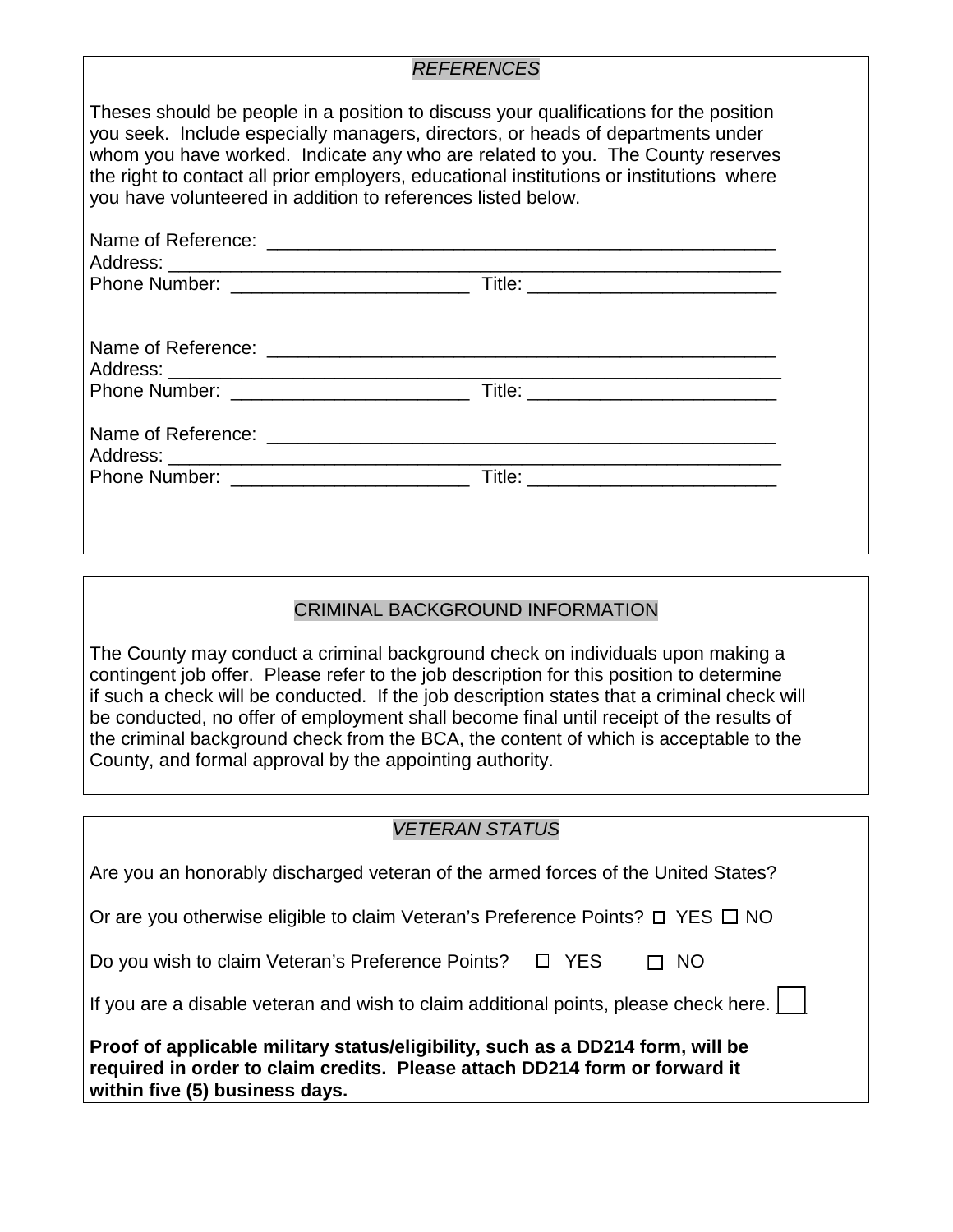## *REFERENCES*

Theses should be people in a position to discuss your qualifications for the position you seek. Include especially managers, directors, or heads of departments under whom you have worked. Indicate any who are related to you. The County reserves the right to contact all prior employers, educational institutions or institutions where you have volunteered in addition to references listed below.

Name of Reference: ___________________________________________________
Address: _____________________________________________________________
Phone Number: _______________________ Title: ________________________

Name of Reference: ___________________________________________________
Address: _____________________________________________________________
Phone Number: _______________________ Title: ________________________

Name of Reference: ___________________________________________________
Address: _____________________________________________________________
Phone Number: _______________________ Title: ________________________

## CRIMINAL BACKGROUND INFORMATION

The County may conduct a criminal background check on individuals upon making a contingent job offer. Please refer to the job description for this position to determine if such a check will be conducted. If the job description states that a criminal check will be conducted, no offer of employment shall become final until receipt of the results of the criminal background check from the BCA, the content of which is acceptable to the County, and formal approval by the appointing authority.

## *VETERAN STATUS*

Are you an honorably discharged veteran of the armed forces of the United States?

Or are you otherwise eligible to claim Veteran's Preference Points? ☐ YES ☐ NO

Do you wish to claim Veteran's Preference Points? ☐ YES ☐ NO

If you are a disable veteran and wish to claim additional points, please check here. ☐

**Proof of applicable military status/eligibility, such as a DD214 form, will be required in order to claim credits. Please attach DD214 form or forward it within five (5) business days.**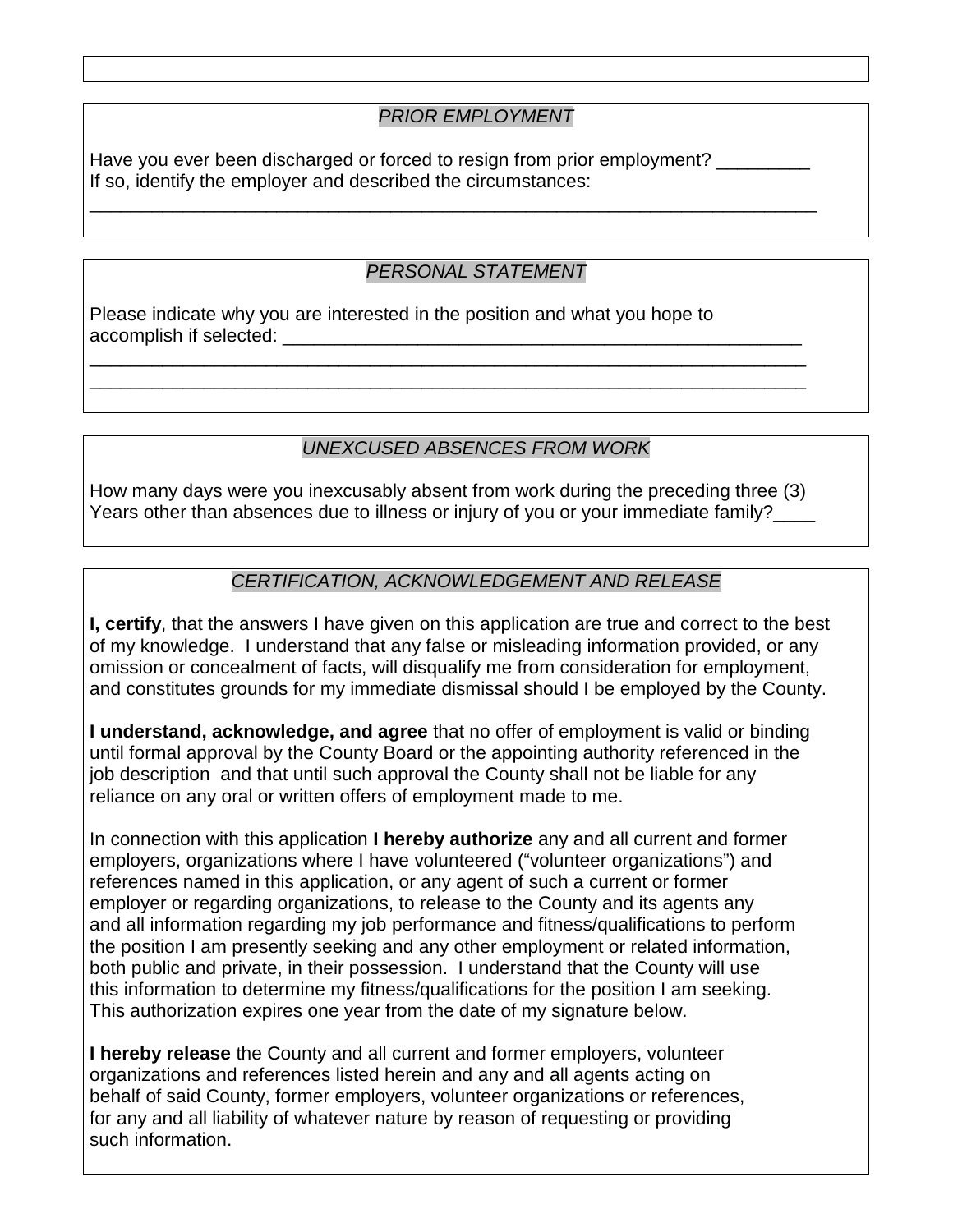## *PRIOR EMPLOYMENT*

Have you ever been discharged or forced to resign from prior employment? _________
If so, identify the employer and described the circumstances:
_______________________________________________________________________

## *PERSONAL STATEMENT*

Please indicate why you are interested in the position and what you hope to accomplish if selected: ______________________________________________________
_______________________________________________________________________
_______________________________________________________________________

## *UNEXCUSED ABSENCES FROM WORK*

How many days were you inexcusably absent from work during the preceding three (3) Years other than absences due to illness or injury of you or your immediate family?____

## *CERTIFICATION, ACKNOWLEDGEMENT AND RELEASE*

**I, certify**, that the answers I have given on this application are true and correct to the best of my knowledge. I understand that any false or misleading information provided, or any omission or concealment of facts, will disqualify me from consideration for employment, and constitutes grounds for my immediate dismissal should I be employed by the County.

**I understand, acknowledge, and agree** that no offer of employment is valid or binding until formal approval by the County Board or the appointing authority referenced in the job description and that until such approval the County shall not be liable for any reliance on any oral or written offers of employment made to me.

In connection with this application **I hereby authorize** any and all current and former employers, organizations where I have volunteered ("volunteer organizations") and references named in this application, or any agent of such a current or former employer or regarding organizations, to release to the County and its agents any and all information regarding my job performance and fitness/qualifications to perform the position I am presently seeking and any other employment or related information, both public and private, in their possession. I understand that the County will use this information to determine my fitness/qualifications for the position I am seeking. This authorization expires one year from the date of my signature below.

**I hereby release** the County and all current and former employers, volunteer organizations and references listed herein and any and all agents acting on behalf of said County, former employers, volunteer organizations or references, for any and all liability of whatever nature by reason of requesting or providing such information.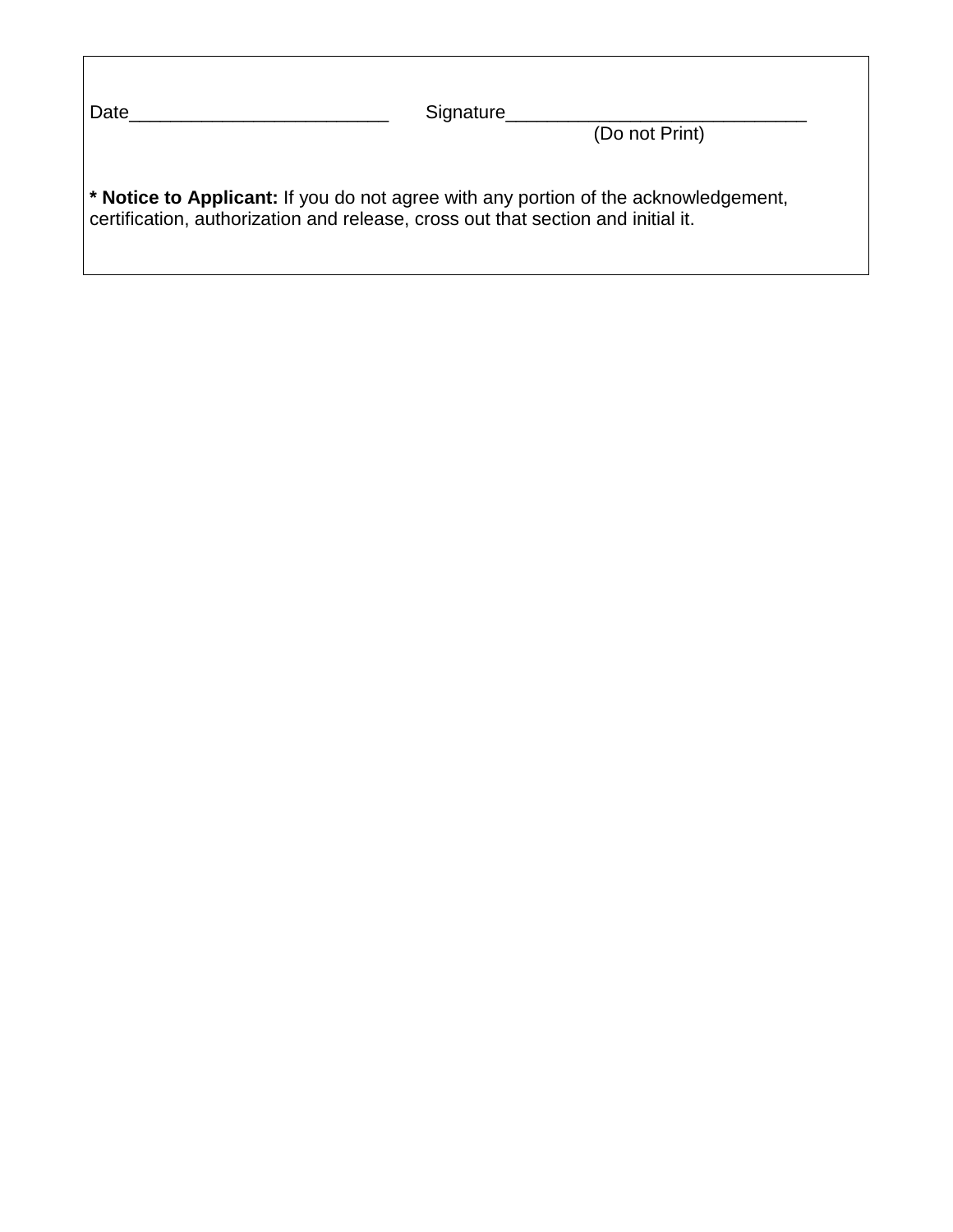Date_________________________ Signature_____________________________
(Do not Print)

**\* Notice to Applicant:** If you do not agree with any portion of the acknowledgement, certification, authorization and release, cross out that section and initial it.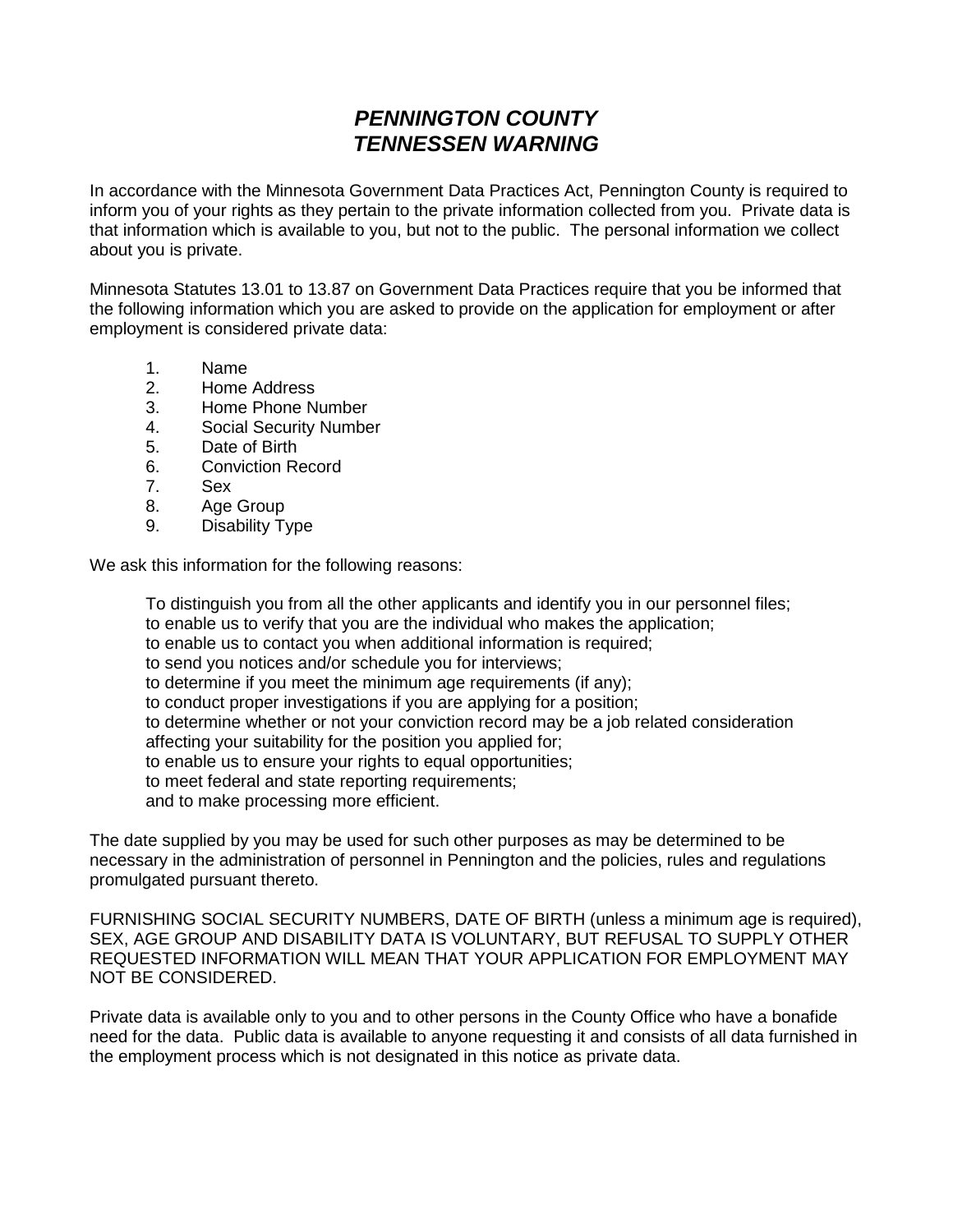# ***PENNINGTON COUNTY TENNESSEN WARNING***

In accordance with the Minnesota Government Data Practices Act, Pennington County is required to inform you of your rights as they pertain to the private information collected from you. Private data is that information which is available to you, but not to the public. The personal information we collect about you is private.

Minnesota Statutes 13.01 to 13.87 on Government Data Practices require that you be informed that the following information which you are asked to provide on the application for employment or after employment is considered private data:

1. Name
2. Home Address
3. Home Phone Number
4. Social Security Number
5. Date of Birth
6. Conviction Record
7. Sex
8. Age Group
9. Disability Type

We ask this information for the following reasons:

> To distinguish you from all the other applicants and identify you in our personnel files;
> to enable us to verify that you are the individual who makes the application;
> to enable us to contact you when additional information is required;
> to send you notices and/or schedule you for interviews;
> to determine if you meet the minimum age requirements (if any);
> to conduct proper investigations if you are applying for a position;
> to determine whether or not your conviction record may be a job related consideration affecting your suitability for the position you applied for;
> to enable us to ensure your rights to equal opportunities;
> to meet federal and state reporting requirements;
> and to make processing more efficient.

The date supplied by you may be used for such other purposes as may be determined to be necessary in the administration of personnel in Pennington and the policies, rules and regulations promulgated pursuant thereto.

FURNISHING SOCIAL SECURITY NUMBERS, DATE OF BIRTH (unless a minimum age is required), SEX, AGE GROUP AND DISABILITY DATA IS VOLUNTARY, BUT REFUSAL TO SUPPLY OTHER REQUESTED INFORMATION WILL MEAN THAT YOUR APPLICATION FOR EMPLOYMENT MAY NOT BE CONSIDERED.

Private data is available only to you and to other persons in the County Office who have a bonafide need for the data. Public data is available to anyone requesting it and consists of all data furnished in the employment process which is not designated in this notice as private data.